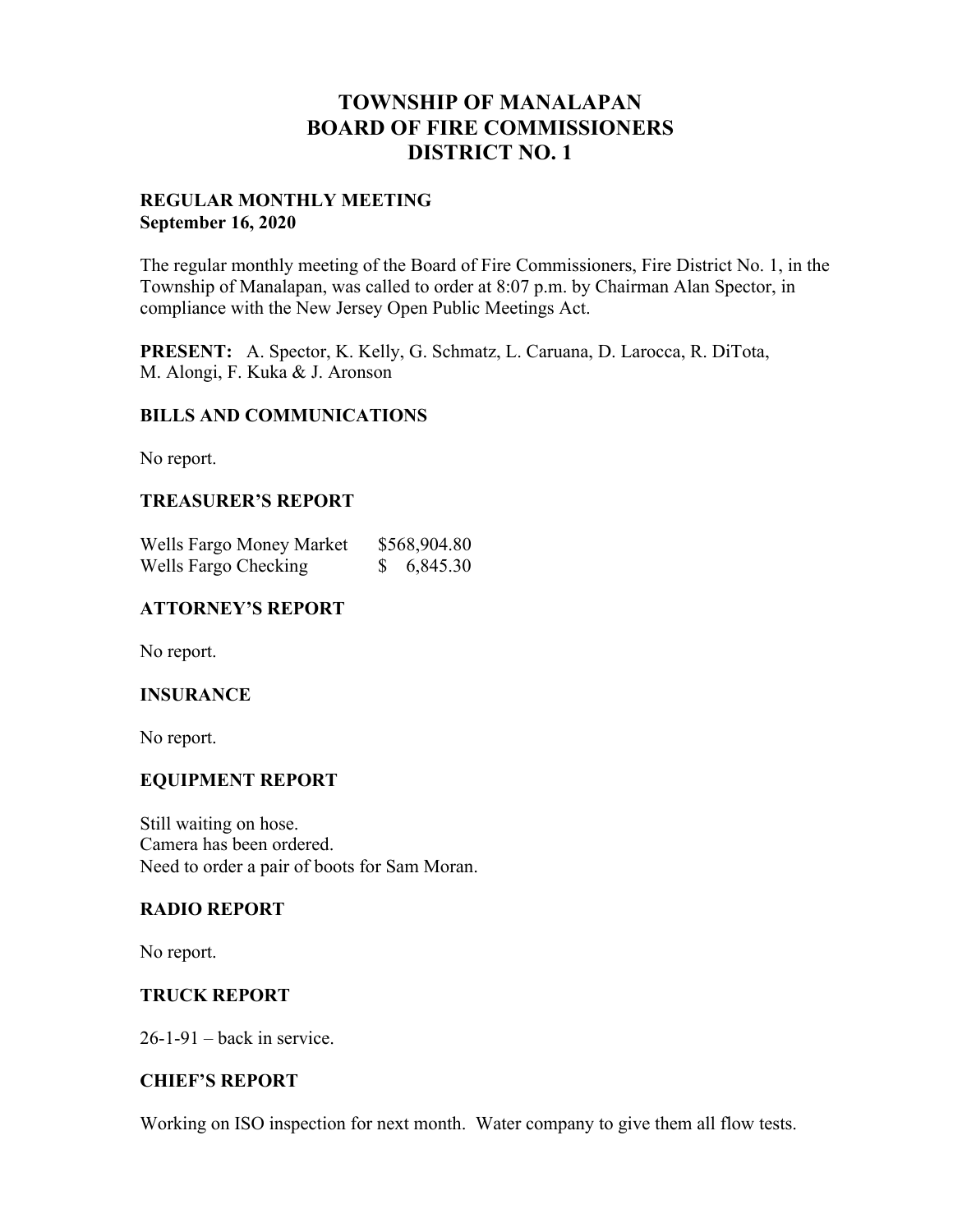# TOWNSHIP OF MANALAPAN
# BOARD OF FIRE COMMISSIONERS
# DISTRICT NO. 1

**REGULAR MONTHLY MEETING**
**September 16, 2020**

The regular monthly meeting of the Board of Fire Commissioners, Fire District No. 1, in the Township of Manalapan, was called to order at 8:07 p.m. by Chairman Alan Spector, in compliance with the New Jersey Open Public Meetings Act.

**PRESENT:** A. Spector, K. Kelly, G. Schmatz, L. Caruana, D. Larocca, R. DiTota, M. Alongi, F. Kuka & J. Aronson

### BILLS AND COMMUNICATIONS

No report.

### TREASURER'S REPORT

| | |
|---|---|
| Wells Fargo Money Market | $568,904.80 |
| Wells Fargo Checking | $ 6,845.30 |

### ATTORNEY'S REPORT

No report.

### INSURANCE

No report.

### EQUIPMENT REPORT

Still waiting on hose.
Camera has been ordered.
Need to order a pair of boots for Sam Moran.

### RADIO REPORT

No report.

### TRUCK REPORT

26-1-91 – back in service.

### CHIEF'S REPORT

Working on ISO inspection for next month. Water company to give them all flow tests.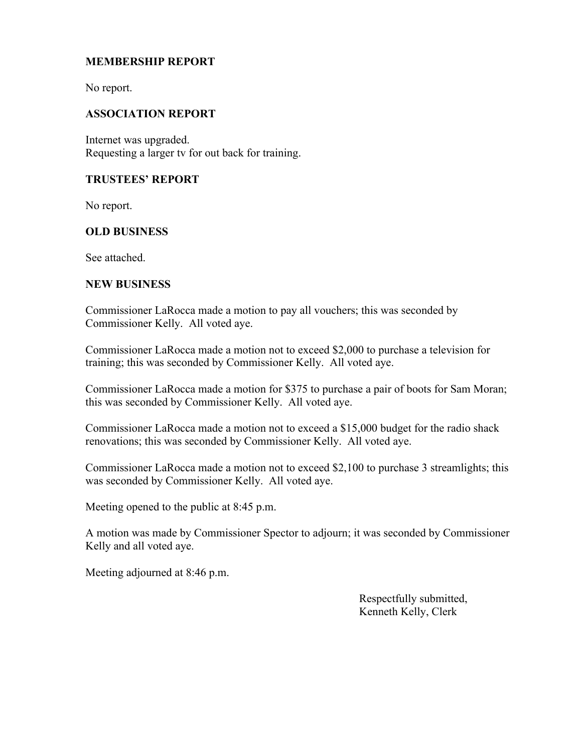**MEMBERSHIP REPORT**

No report.

**ASSOCIATION REPORT**

Internet was upgraded.
Requesting a larger tv for out back for training.

**TRUSTEES' REPORT**

No report.

**OLD BUSINESS**

See attached.

**NEW BUSINESS**

Commissioner LaRocca made a motion to pay all vouchers; this was seconded by Commissioner Kelly. All voted aye.

Commissioner LaRocca made a motion not to exceed $2,000 to purchase a television for training; this was seconded by Commissioner Kelly. All voted aye.

Commissioner LaRocca made a motion for $375 to purchase a pair of boots for Sam Moran; this was seconded by Commissioner Kelly. All voted aye.

Commissioner LaRocca made a motion not to exceed a $15,000 budget for the radio shack renovations; this was seconded by Commissioner Kelly. All voted aye.

Commissioner LaRocca made a motion not to exceed $2,100 to purchase 3 streamlights; this was seconded by Commissioner Kelly. All voted aye.

Meeting opened to the public at 8:45 p.m.

A motion was made by Commissioner Spector to adjourn; it was seconded by Commissioner Kelly and all voted aye.

Meeting adjourned at 8:46 p.m.

Respectfully submitted,
Kenneth Kelly, Clerk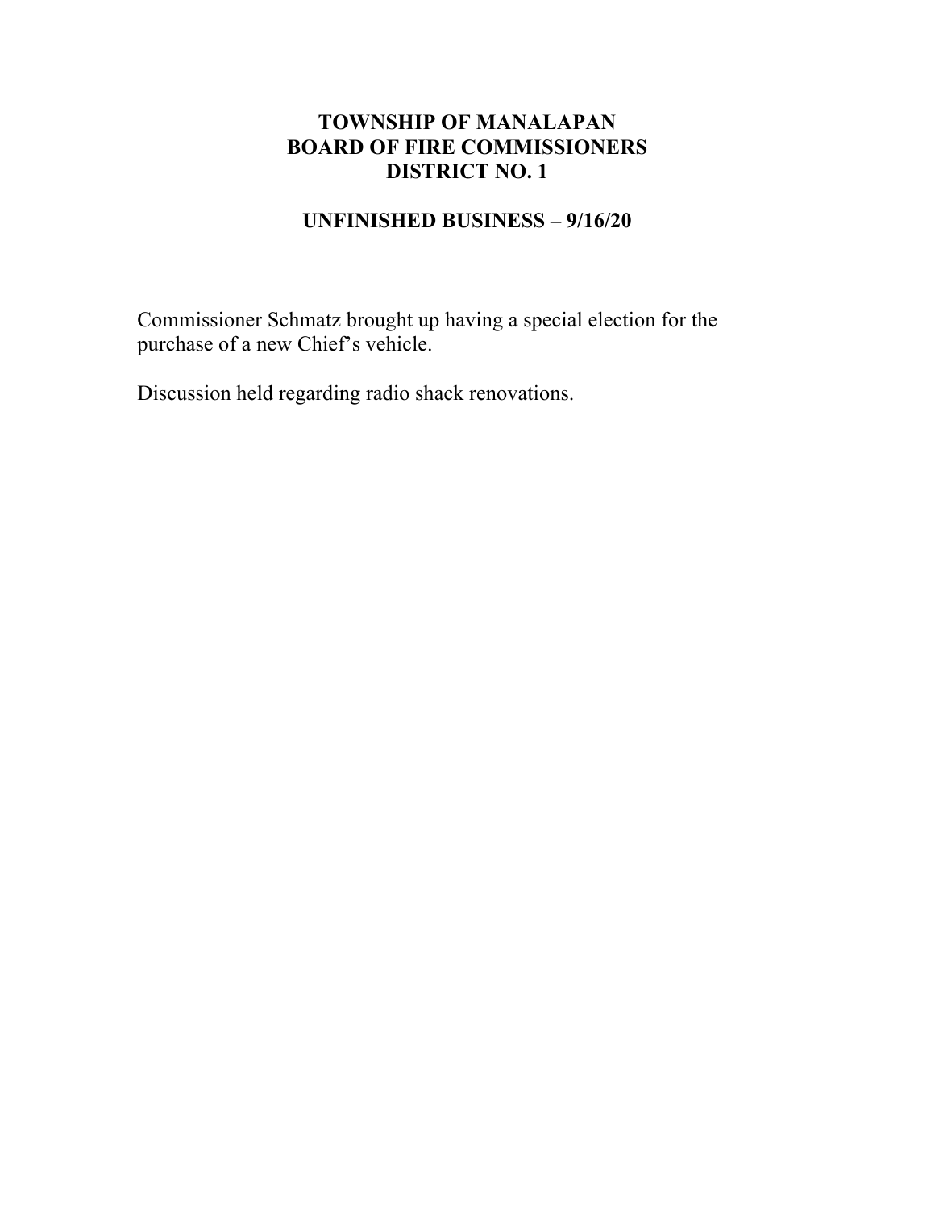# TOWNSHIP OF MANALAPAN
# BOARD OF FIRE COMMISSIONERS
# DISTRICT NO. 1

## UNFINISHED BUSINESS – 9/16/20

Commissioner Schmatz brought up having a special election for the purchase of a new Chief's vehicle.

Discussion held regarding radio shack renovations.